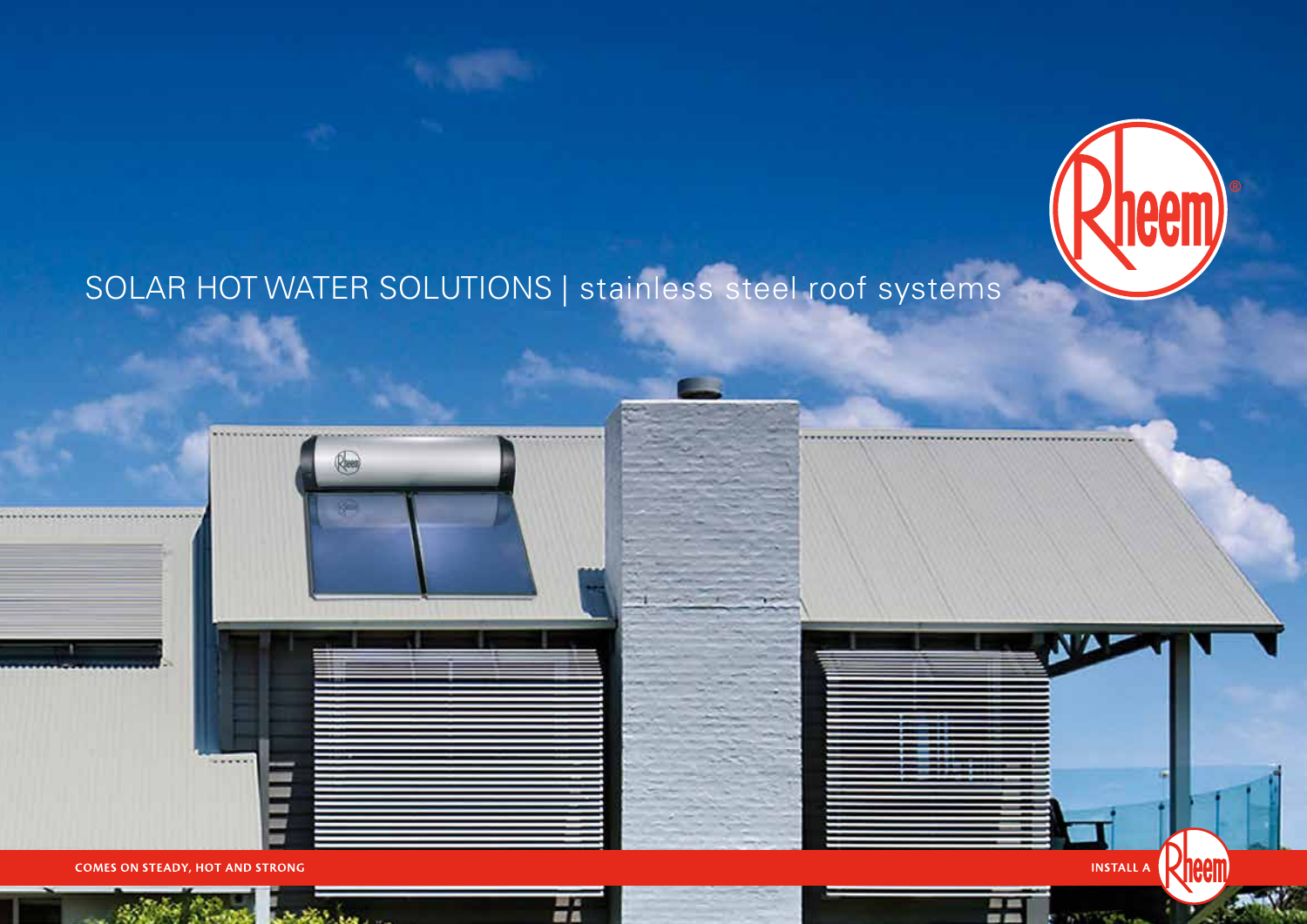# SOLAR HOT WATER SOLUTIONS | stainless steel roof systems

COMES ON STEADY, HOT AND STRONG

INSTALL A Rheem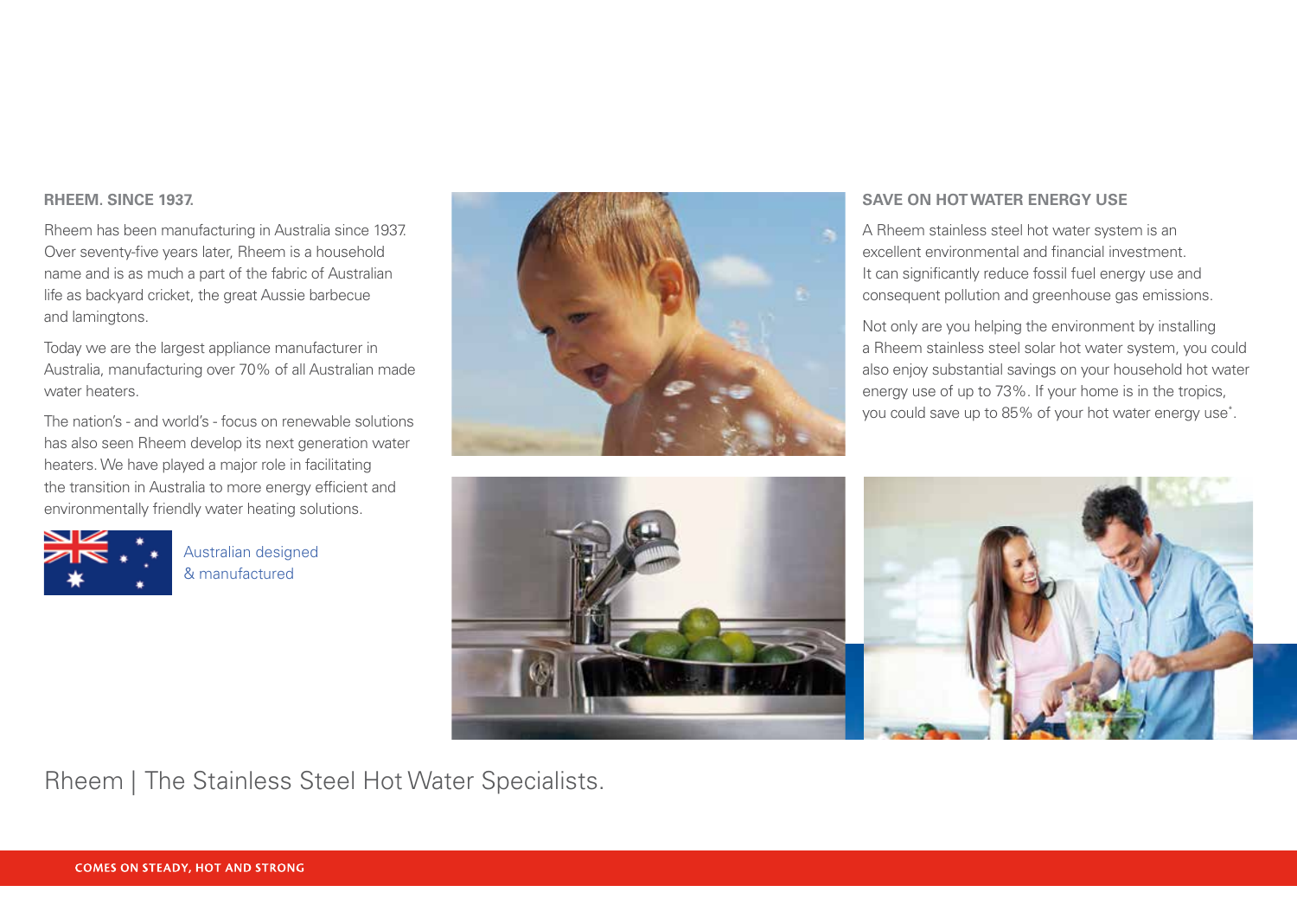## RHEEM. SINCE 1937.

Rheem has been manufacturing in Australia since 1937. Over seventy-five years later, Rheem is a household name and is as much a part of the fabric of Australian life as backyard cricket, the great Aussie barbecue and lamingtons.

Today we are the largest appliance manufacturer in Australia, manufacturing over 70% of all Australian made water heaters.

The nation's - and world's - focus on renewable solutions has also seen Rheem develop its next generation water heaters. We have played a major role in facilitating the transition in Australia to more energy efficient and environmentally friendly water heating solutions.

Australian designed & manufactured

## SAVE ON HOT WATER ENERGY USE

A Rheem stainless steel hot water system is an excellent environmental and financial investment. It can significantly reduce fossil fuel energy use and consequent pollution and greenhouse gas emissions.

Not only are you helping the environment by installing a Rheem stainless steel solar hot water system, you could also enjoy substantial savings on your household hot water energy use of up to 73%. If your home is in the tropics, you could save up to 85% of your hot water energy use*.

Rheem | The Stainless Steel Hot Water Specialists.

**COMES ON STEADY, HOT AND STRONG**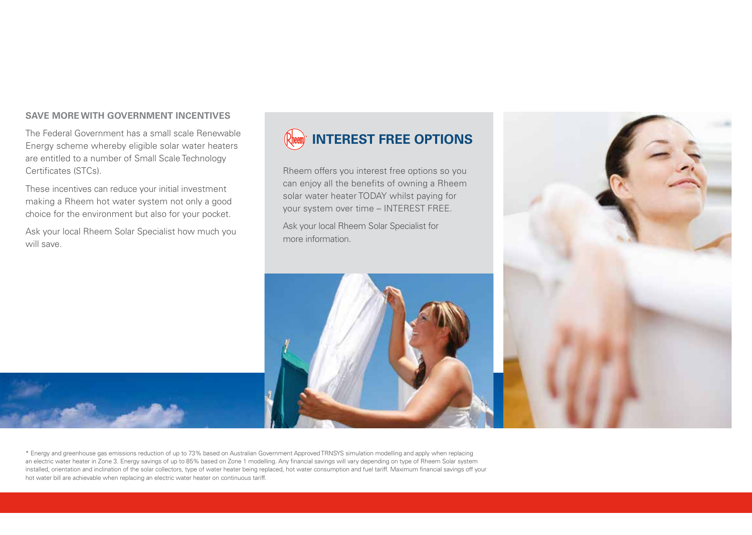## SAVE MORE WITH GOVERNMENT INCENTIVES

The Federal Government has a small scale Renewable Energy scheme whereby eligible solar water heaters are entitled to a number of Small Scale Technology Certificates (STCs).

These incentives can reduce your initial investment making a Rheem hot water system not only a good choice for the environment but also for your pocket.

Ask your local Rheem Solar Specialist how much you will save.

## INTEREST FREE OPTIONS

Rheem offers you interest free options so you can enjoy all the benefits of owning a Rheem solar water heater TODAY whilst paying for your system over time – INTEREST FREE.

Ask your local Rheem Solar Specialist for more information.

* Energy and greenhouse gas emissions reduction of up to 73% based on Australian Government Approved TRNSYS simulation modelling and apply when replacing an electric water heater in Zone 3. Energy savings of up to 85% based on Zone 1 modelling. Any financial savings will vary depending on type of Rheem Solar system installed, orientation and inclination of the solar collectors, type of water heater being replaced, hot water consumption and fuel tariff. Maximum financial savings off your hot water bill are achievable when replacing an electric water heater on continuous tariff.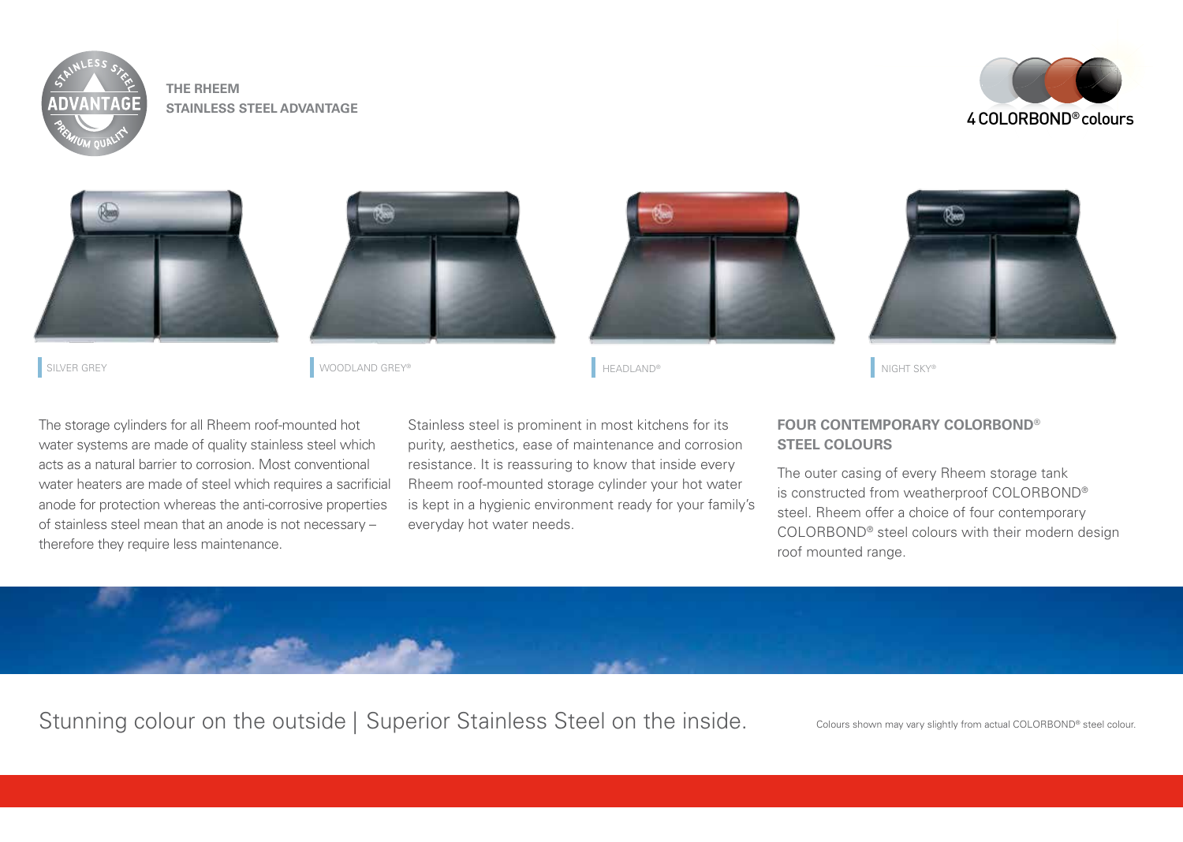## THE RHEEM STAINLESS STEEL ADVANTAGE

4 COLORBOND® colours

SILVER GREY

WOODLAND GREY®

HEADLAND®

NIGHT SKY®

The storage cylinders for all Rheem roof-mounted hot water systems are made of quality stainless steel which acts as a natural barrier to corrosion. Most conventional water heaters are made of steel which requires a sacrificial anode for protection whereas the anti-corrosive properties of stainless steel mean that an anode is not necessary – therefore they require less maintenance.

Stainless steel is prominent in most kitchens for its purity, aesthetics, ease of maintenance and corrosion resistance. It is reassuring to know that inside every Rheem roof-mounted storage cylinder your hot water is kept in a hygienic environment ready for your family's everyday hot water needs.

### FOUR CONTEMPORARY COLORBOND® STEEL COLOURS

The outer casing of every Rheem storage tank is constructed from weatherproof COLORBOND® steel. Rheem offer a choice of four contemporary COLORBOND® steel colours with their modern design roof mounted range.

Stunning colour on the outside | Superior Stainless Steel on the inside.

Colours shown may vary slightly from actual COLORBOND® steel colour.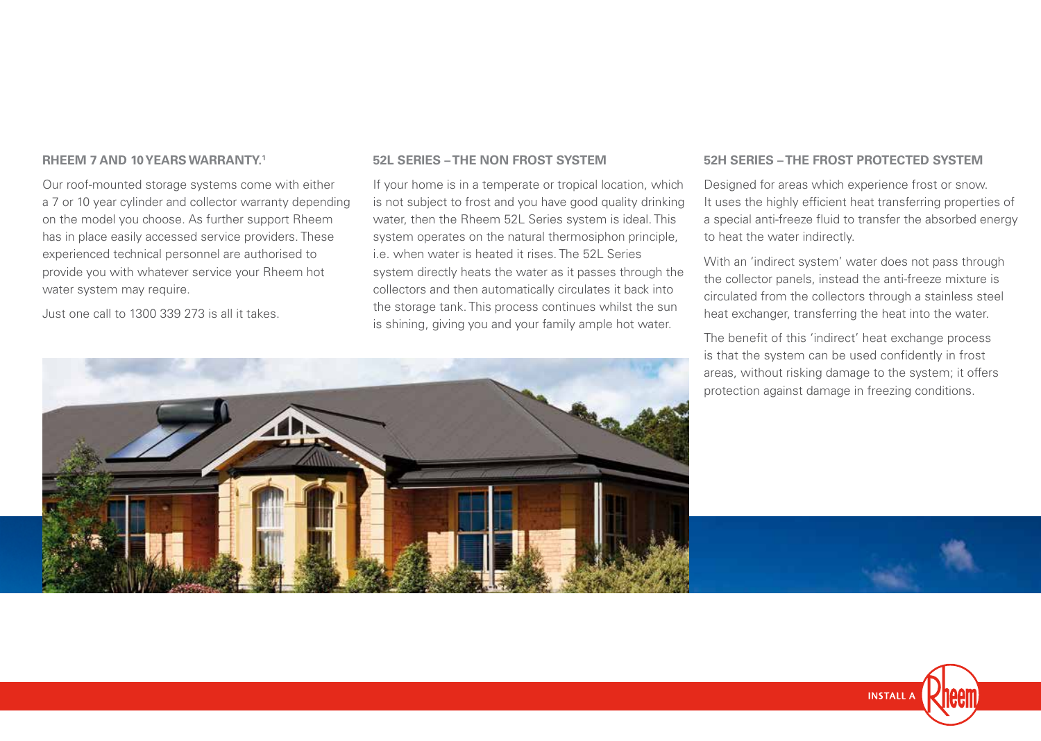### RHEEM 7 AND 10 YEARS WARRANTY.[1]

Our roof-mounted storage systems come with either a 7 or 10 year cylinder and collector warranty depending on the model you choose. As further support Rheem has in place easily accessed service providers. These experienced technical personnel are authorised to provide you with whatever service your Rheem hot water system may require.

Just one call to 1300 339 273 is all it takes.

### 52L SERIES – THE NON FROST SYSTEM

If your home is in a temperate or tropical location, which is not subject to frost and you have good quality drinking water, then the Rheem 52L Series system is ideal. This system operates on the natural thermosiphon principle, i.e. when water is heated it rises. The 52L Series system directly heats the water as it passes through the collectors and then automatically circulates it back into the storage tank. This process continues whilst the sun is shining, giving you and your family ample hot water.

### 52H SERIES – THE FROST PROTECTED SYSTEM

Designed for areas which experience frost or snow. It uses the highly efficient heat transferring properties of a special anti-freeze fluid to transfer the absorbed energy to heat the water indirectly.

With an 'indirect system' water does not pass through the collector panels, instead the anti-freeze mixture is circulated from the collectors through a stainless steel heat exchanger, transferring the heat into the water.

The benefit of this 'indirect' heat exchange process is that the system can be used confidently in frost areas, without risking damage to the system; it offers protection against damage in freezing conditions.

INSTALL A Rheem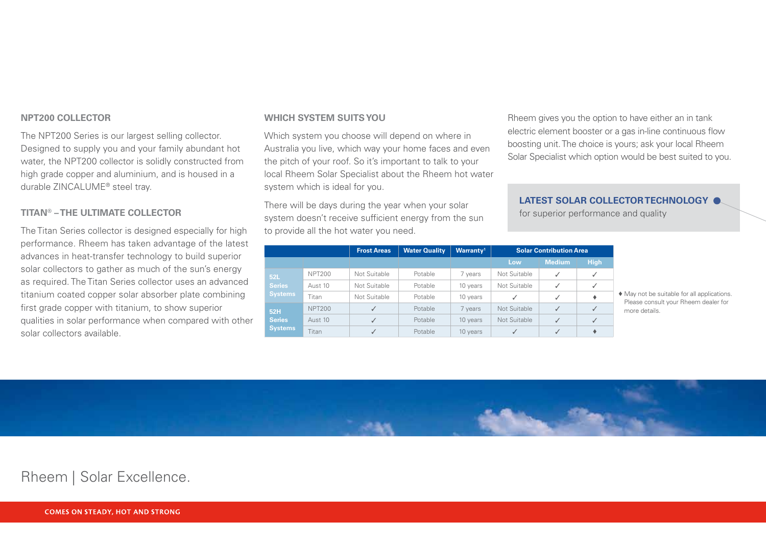## NPT200 COLLECTOR

The NPT200 Series is our largest selling collector. Designed to supply you and your family abundant hot water, the NPT200 collector is solidly constructed from high grade copper and aluminium, and is housed in a durable ZINCALUME® steel tray.

## TITAN® – THE ULTIMATE COLLECTOR

The Titan Series collector is designed especially for high performance. Rheem has taken advantage of the latest advances in heat-transfer technology to build superior solar collectors to gather as much of the sun's energy as required. The Titan Series collector uses an advanced titanium coated copper solar absorber plate combining first grade copper with titanium, to show superior qualities in solar performance when compared with other solar collectors available.

## WHICH SYSTEM SUITS YOU

Which system you choose will depend on where in Australia you live, which way your home faces and even the pitch of your roof. So it's important to talk to your local Rheem Solar Specialist about the Rheem hot water system which is ideal for you.

There will be days during the year when your solar system doesn't receive sufficient energy from the sun to provide all the hot water you need.

Rheem gives you the option to have either an in tank electric element booster or a gas in-line continuous flow boosting unit. The choice is yours; ask your local Rheem Solar Specialist which option would be best suited to you.

**LATEST SOLAR COLLECTOR TECHNOLOGY**
for superior performance and quality

| | | Frost Areas | Water Quality | Warranty[1] | Solar Contribution Area | | |
|---|---|---|---|---|---|---|---|
| | | | | | Low | Medium | High |
| 52L Series Systems | NPT200 | Not Suitable | Potable | 7 years | Not Suitable | ✓ | ✓ |
| | Aust 10 | Not Suitable | Potable | 10 years | Not Suitable | ✓ | ✓ |
| | Titan | Not Suitable | Potable | 10 years | ✓ | ✓ | ♦ |
| 52H Series Systems | NPT200 | ✓ | Potable | 7 years | Not Suitable | ✓ | ✓ |
| | Aust 10 | ✓ | Potable | 10 years | Not Suitable | ✓ | ✓ |
| | Titan | ✓ | Potable | 10 years | ✓ | ✓ | ♦ |

♦ May not be suitable for all applications. Please consult your Rheem dealer for more details.

Rheem | Solar Excellence.

COMES ON STEADY, HOT AND STRONG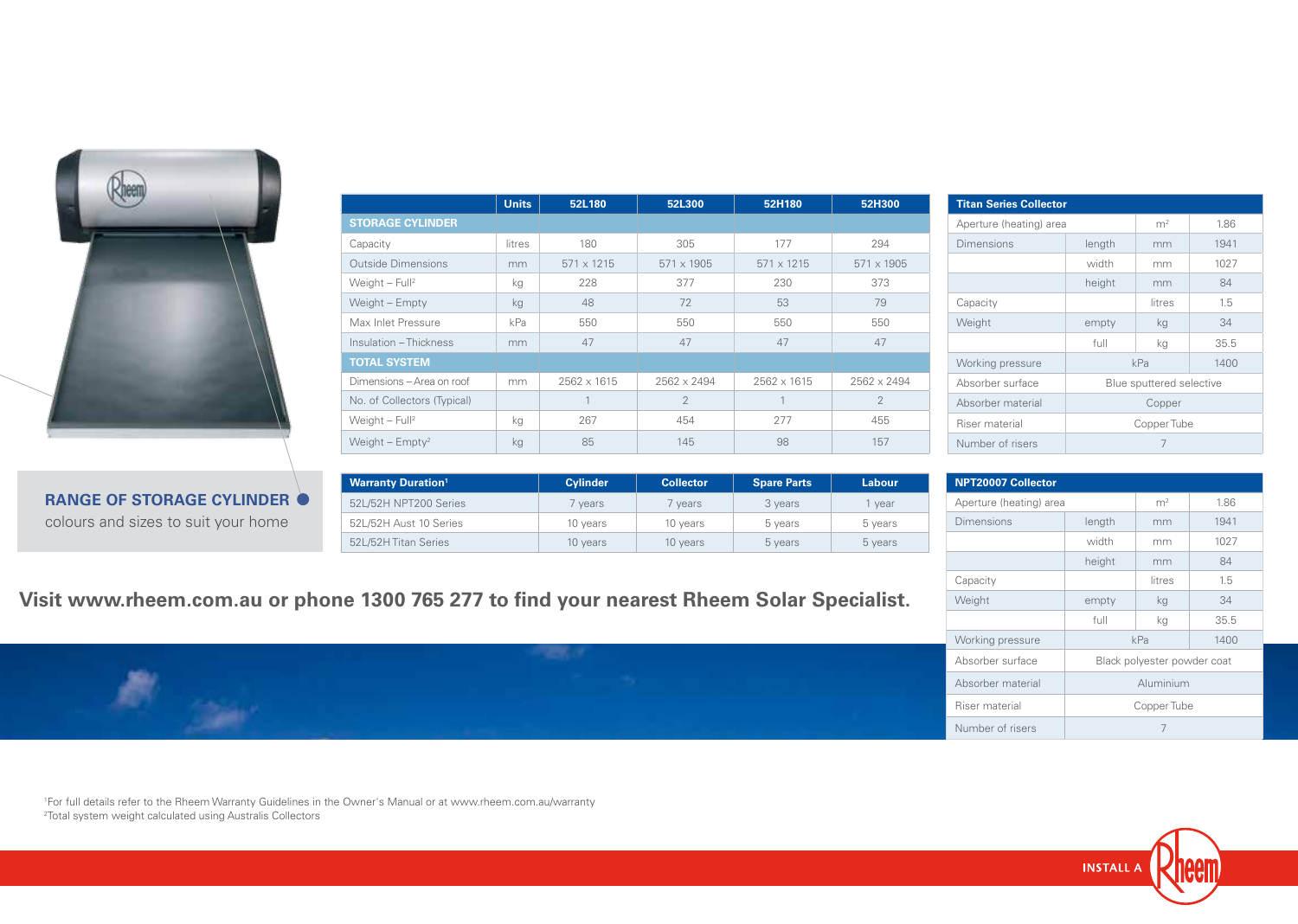**RANGE OF STORAGE CYLINDER**
colours and sizes to suit your home

| | Units | 52L180 | 52L300 | 52H180 | 52H300 |
|---|---|---|---|---|---|
| **STORAGE CYLINDER** | | | | | |
| Capacity | litres | 180 | 305 | 177 | 294 |
| Outside Dimensions | mm | 571 x 1215 | 571 x 1905 | 571 x 1215 | 571 x 1905 |
| Weight – Full[2] | kg | 228 | 377 | 230 | 373 |
| Weight – Empty | kg | 48 | 72 | 53 | 79 |
| Max Inlet Pressure | kPa | 550 | 550 | 550 | 550 |
| Insulation – Thickness | mm | 47 | 47 | 47 | 47 |
| **TOTAL SYSTEM** | | | | | |
| Dimensions – Area on roof | mm | 2562 x 1615 | 2562 x 2494 | 2562 x 1615 | 2562 x 2494 |
| No. of Collectors (Typical) | | 1 | 2 | 1 | 2 |
| Weight – Full[2] | kg | 267 | 454 | 277 | 455 |
| Weight – Empty[2] | kg | 85 | 145 | 98 | 157 |

| Warranty Duration[1] | Cylinder | Collector | Spare Parts | Labour |
|---|---|---|---|---|
| 52L/52H NPT200 Series | 7 years | 7 years | 3 years | 1 year |
| 52L/52H Aust 10 Series | 10 years | 10 years | 5 years | 5 years |
| 52L/52H Titan Series | 10 years | 10 years | 5 years | 5 years |

| Titan Series Collector | | | |
|---|---|---|---|
| Aperture (heating) area | | m² | 1.86 |
| Dimensions | length | mm | 1941 |
| | width | mm | 1027 |
| | height | mm | 84 |
| Capacity | | litres | 1.5 |
| Weight | empty | kg | 34 |
| | full | kg | 35.5 |
| Working pressure | kPa | | 1400 |
| Absorber surface | Blue sputtered selective | | |
| Absorber material | Copper | | |
| Riser material | Copper Tube | | |
| Number of risers | 7 | | |

| NPT20007 Collector | | | |
|---|---|---|---|
| Aperture (heating) area | | m² | 1.86 |
| Dimensions | length | mm | 1941 |
| | width | mm | 1027 |
| | height | mm | 84 |
| Capacity | | litres | 1.5 |
| Weight | empty | kg | 34 |
| | full | kg | 35.5 |
| Working pressure | kPa | | 1400 |
| Absorber surface | Black polyester powder coat | | |
| Absorber material | Aluminium | | |
| Riser material | Copper Tube | | |
| Number of risers | 7 | | |

**Visit www.rheem.com.au or phone 1300 765 277 to find your nearest Rheem Solar Specialist.**

[1]For full details refer to the Rheem Warranty Guidelines in the Owner's Manual or at www.rheem.com.au/warranty
[2]Total system weight calculated using Australis Collectors

INSTALL A Rheem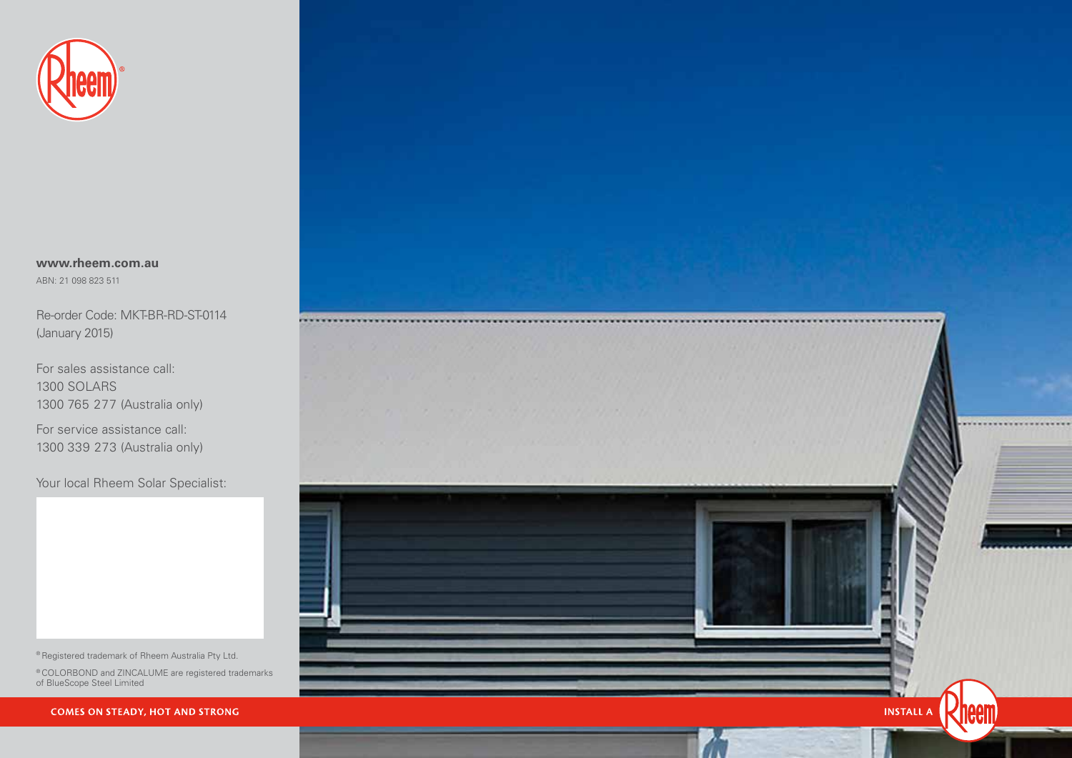**www.rheem.com.au**

ABN: 21 098 823 511

Re-order Code: MKT-BR-RD-ST-0114
(January 2015)

For sales assistance call:
1300 SOLARS
1300 765 277 (Australia only)

For service assistance call:
1300 339 273 (Australia only)

Your local Rheem Solar Specialist:

® Registered trademark of Rheem Australia Pty Ltd.

® COLORBOND and ZINCALUME are registered trademarks of BlueScope Steel Limited

**COMES ON STEADY, HOT AND STRONG**

**INSTALL A**